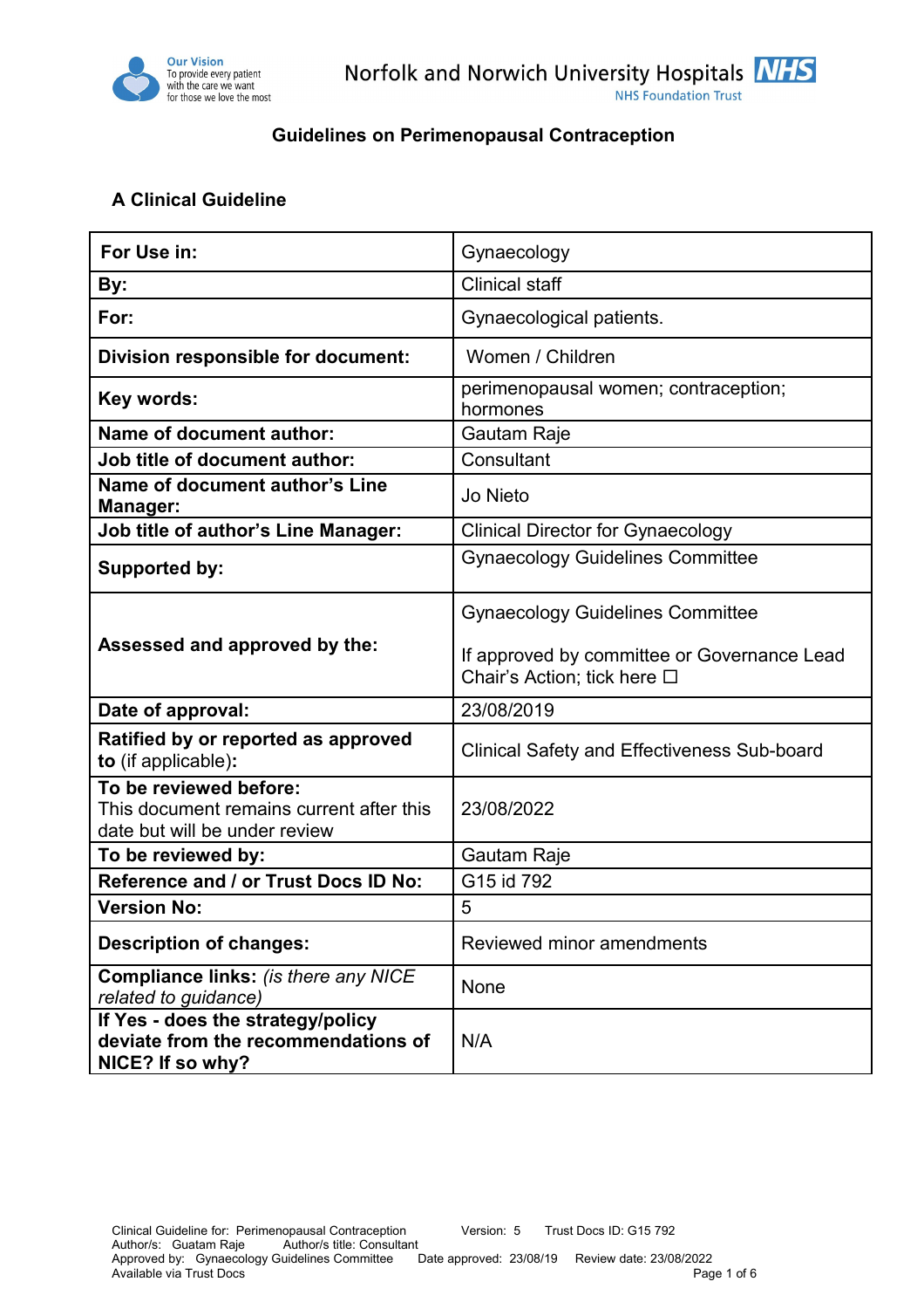**Guidelines on Perimenopausal Contraception**

## A Clinical Guideline

| **For Use in:** | Gynaecology |
|---|---|
| **By:** | Clinical staff |
| **For:** | Gynaecological patients. |
| **Division responsible for document:** | Women / Children |
| **Key words:** | perimenopausal women; contraception; hormones |
| **Name of document author:** | Gautam Raje |
| **Job title of document author:** | Consultant |
| **Name of document author's Line Manager:** | Jo Nieto |
| **Job title of author's Line Manager:** | Clinical Director for Gynaecology |
| **Supported by:** | Gynaecology Guidelines Committee |
| **Assessed and approved by the:** | Gynaecology Guidelines Committee<br><br>If approved by committee or Governance Lead Chair's Action; tick here ☐ |
| **Date of approval:** | 23/08/2019 |
| **Ratified by or reported as approved to** (if applicable)**:** | Clinical Safety and Effectiveness Sub-board |
| **To be reviewed before:**<br>This document remains current after this date but will be under review | 23/08/2022 |
| **To be reviewed by:** | Gautam Raje |
| **Reference and / or Trust Docs ID No:** | G15 id 792 |
| **Version No:** | 5 |
| **Description of changes:** | Reviewed minor amendments |
| **Compliance links:** *(is there any NICE related to guidance)* | None |
| **If Yes - does the strategy/policy deviate from the recommendations of NICE? If so why?** | N/A |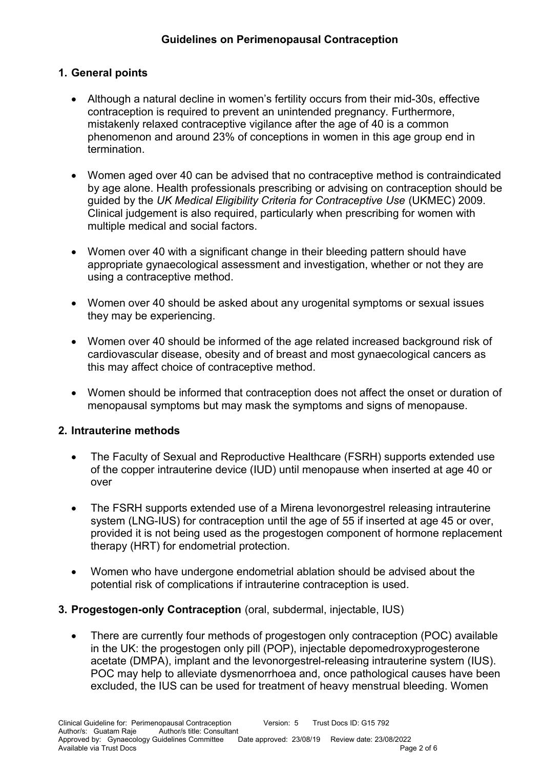## Guidelines on Perimenopausal Contraception

### 1. General points

- Although a natural decline in women's fertility occurs from their mid-30s, effective contraception is required to prevent an unintended pregnancy. Furthermore, mistakenly relaxed contraceptive vigilance after the age of 40 is a common phenomenon and around 23% of conceptions in women in this age group end in termination.
- Women aged over 40 can be advised that no contraceptive method is contraindicated by age alone. Health professionals prescribing or advising on contraception should be guided by the *UK Medical Eligibility Criteria for Contraceptive Use* (UKMEC) 2009. Clinical judgement is also required, particularly when prescribing for women with multiple medical and social factors.
- Women over 40 with a significant change in their bleeding pattern should have appropriate gynaecological assessment and investigation, whether or not they are using a contraceptive method.
- Women over 40 should be asked about any urogenital symptoms or sexual issues they may be experiencing.
- Women over 40 should be informed of the age related increased background risk of cardiovascular disease, obesity and of breast and most gynaecological cancers as this may affect choice of contraceptive method.
- Women should be informed that contraception does not affect the onset or duration of menopausal symptoms but may mask the symptoms and signs of menopause.

### 2. Intrauterine methods

- The Faculty of Sexual and Reproductive Healthcare (FSRH) supports extended use of the copper intrauterine device (IUD) until menopause when inserted at age 40 or over
- The FSRH supports extended use of a Mirena levonorgestrel releasing intrauterine system (LNG-IUS) for contraception until the age of 55 if inserted at age 45 or over, provided it is not being used as the progestogen component of hormone replacement therapy (HRT) for endometrial protection.
- Women who have undergone endometrial ablation should be advised about the potential risk of complications if intrauterine contraception is used.

### 3. Progestogen-only Contraception (oral, subdermal, injectable, IUS)

- There are currently four methods of progestogen only contraception (POC) available in the UK: the progestogen only pill (POP), injectable depomedroxyprogesterone acetate (DMPA), implant and the levonorgestrel-releasing intrauterine system (IUS). POC may help to alleviate dysmenorrhoea and, once pathological causes have been excluded, the IUS can be used for treatment of heavy menstrual bleeding. Women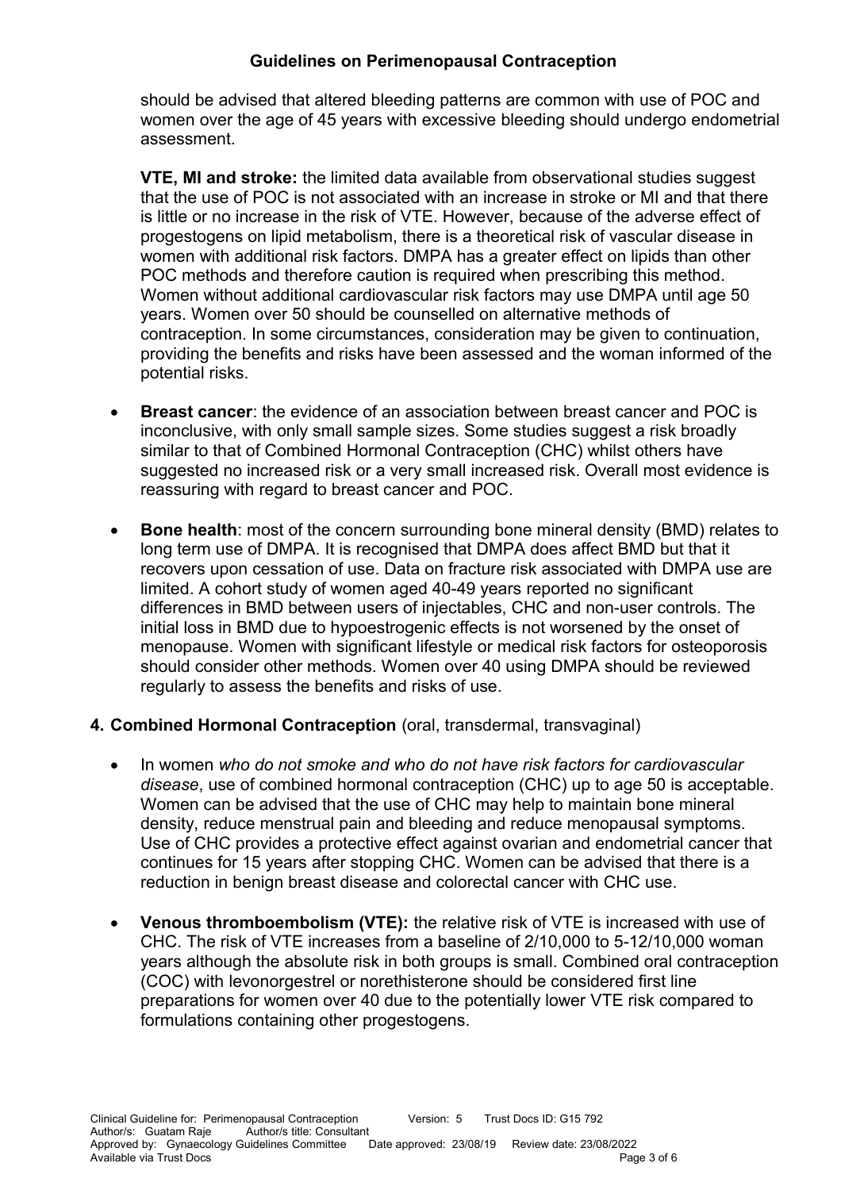should be advised that altered bleeding patterns are common with use of POC and women over the age of 45 years with excessive bleeding should undergo endometrial assessment.

**VTE, MI and stroke:** the limited data available from observational studies suggest that the use of POC is not associated with an increase in stroke or MI and that there is little or no increase in the risk of VTE. However, because of the adverse effect of progestogens on lipid metabolism, there is a theoretical risk of vascular disease in women with additional risk factors. DMPA has a greater effect on lipids than other POC methods and therefore caution is required when prescribing this method. Women without additional cardiovascular risk factors may use DMPA until age 50 years. Women over 50 should be counselled on alternative methods of contraception. In some circumstances, consideration may be given to continuation, providing the benefits and risks have been assessed and the woman informed of the potential risks.

- **Breast cancer**: the evidence of an association between breast cancer and POC is inconclusive, with only small sample sizes. Some studies suggest a risk broadly similar to that of Combined Hormonal Contraception (CHC) whilst others have suggested no increased risk or a very small increased risk. Overall most evidence is reassuring with regard to breast cancer and POC.

- **Bone health**: most of the concern surrounding bone mineral density (BMD) relates to long term use of DMPA. It is recognised that DMPA does affect BMD but that it recovers upon cessation of use. Data on fracture risk associated with DMPA use are limited. A cohort study of women aged 40-49 years reported no significant differences in BMD between users of injectables, CHC and non-user controls. The initial loss in BMD due to hypoestrogenic effects is not worsened by the onset of menopause. Women with significant lifestyle or medical risk factors for osteoporosis should consider other methods. Women over 40 using DMPA should be reviewed regularly to assess the benefits and risks of use.

## 4. Combined Hormonal Contraception (oral, transdermal, transvaginal)

- In women *who do not smoke and who do not have risk factors for cardiovascular disease*, use of combined hormonal contraception (CHC) up to age 50 is acceptable. Women can be advised that the use of CHC may help to maintain bone mineral density, reduce menstrual pain and bleeding and reduce menopausal symptoms. Use of CHC provides a protective effect against ovarian and endometrial cancer that continues for 15 years after stopping CHC. Women can be advised that there is a reduction in benign breast disease and colorectal cancer with CHC use.

- **Venous thromboembolism (VTE):** the relative risk of VTE is increased with use of CHC. The risk of VTE increases from a baseline of 2/10,000 to 5-12/10,000 woman years although the absolute risk in both groups is small. Combined oral contraception (COC) with levonorgestrel or norethisterone should be considered first line preparations for women over 40 due to the potentially lower VTE risk compared to formulations containing other progestogens.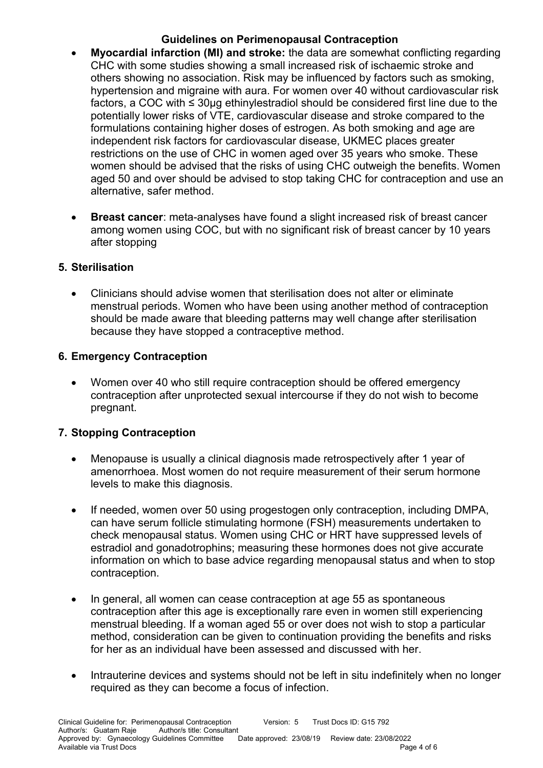- **Myocardial infarction (MI) and stroke:** the data are somewhat conflicting regarding CHC with some studies showing a small increased risk of ischaemic stroke and others showing no association. Risk may be influenced by factors such as smoking, hypertension and migraine with aura. For women over 40 without cardiovascular risk factors, a COC with ≤ 30µg ethinylestradiol should be considered first line due to the potentially lower risks of VTE, cardiovascular disease and stroke compared to the formulations containing higher doses of estrogen. As both smoking and age are independent risk factors for cardiovascular disease, UKMEC places greater restrictions on the use of CHC in women aged over 35 years who smoke. These women should be advised that the risks of using CHC outweigh the benefits. Women aged 50 and over should be advised to stop taking CHC for contraception and use an alternative, safer method.

- **Breast cancer**: meta-analyses have found a slight increased risk of breast cancer among women using COC, but with no significant risk of breast cancer by 10 years after stopping

## 5. Sterilisation

- Clinicians should advise women that sterilisation does not alter or eliminate menstrual periods. Women who have been using another method of contraception should be made aware that bleeding patterns may well change after sterilisation because they have stopped a contraceptive method.

## 6. Emergency Contraception

- Women over 40 who still require contraception should be offered emergency contraception after unprotected sexual intercourse if they do not wish to become pregnant.

## 7. Stopping Contraception

- Menopause is usually a clinical diagnosis made retrospectively after 1 year of amenorrhoea. Most women do not require measurement of their serum hormone levels to make this diagnosis.

- If needed, women over 50 using progestogen only contraception, including DMPA, can have serum follicle stimulating hormone (FSH) measurements undertaken to check menopausal status. Women using CHC or HRT have suppressed levels of estradiol and gonadotrophins; measuring these hormones does not give accurate information on which to base advice regarding menopausal status and when to stop contraception.

- In general, all women can cease contraception at age 55 as spontaneous contraception after this age is exceptionally rare even in women still experiencing menstrual bleeding. If a woman aged 55 or over does not wish to stop a particular method, consideration can be given to continuation providing the benefits and risks for her as an individual have been assessed and discussed with her.

- Intrauterine devices and systems should not be left in situ indefinitely when no longer required as they can become a focus of infection.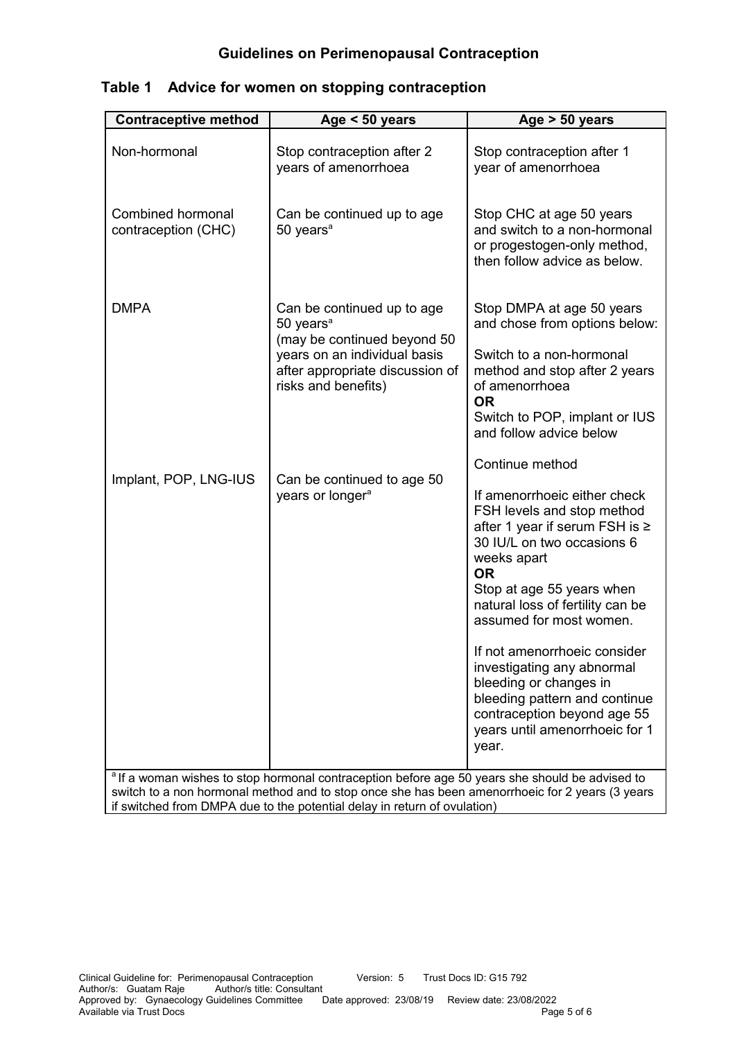## Guidelines on Perimenopausal Contraception

### Table 1 Advice for women on stopping contraception

| Contraceptive method | Age < 50 years | Age > 50 years |
|---|---|---|
| Non-hormonal | Stop contraception after 2 years of amenorrhoea | Stop contraception after 1 year of amenorrhoea |
| Combined hormonal contraception (CHC) | Can be continued up to age 50 years[a] | Stop CHC at age 50 years and switch to a non-hormonal or progestogen-only method, then follow advice as below. |
| DMPA | Can be continued up to age 50 years[a] (may be continued beyond 50 years on an individual basis after appropriate discussion of risks and benefits) | Stop DMPA at age 50 years and chose from options below:<br><br>Switch to a non-hormonal method and stop after 2 years of amenorrhoea<br>**OR**<br>Switch to POP, implant or IUS and follow advice below |
| Implant, POP, LNG-IUS | Can be continued to age 50 years or longer[a] | Continue method<br><br>If amenorrhoeic either check FSH levels and stop method after 1 year if serum FSH is ≥ 30 IU/L on two occasions 6 weeks apart<br>**OR**<br>Stop at age 55 years when natural loss of fertility can be assumed for most women.<br><br>If not amenorrhoeic consider investigating any abnormal bleeding or changes in bleeding pattern and continue contraception beyond age 55 years until amenorrhoeic for 1 year. |

[a] If a woman wishes to stop hormonal contraception before age 50 years she should be advised to switch to a non hormonal method and to stop once she has been amenorrhoeic for 2 years (3 years if switched from DMPA due to the potential delay in return of ovulation)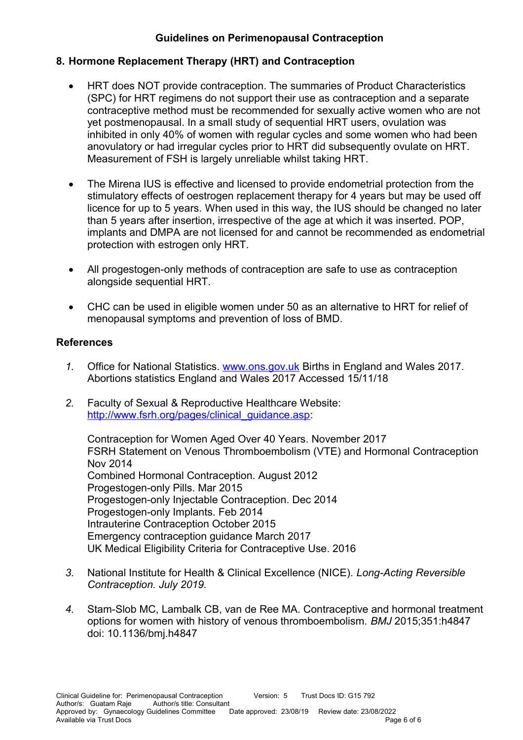## 8. Hormone Replacement Therapy (HRT) and Contraception

- HRT does NOT provide contraception. The summaries of Product Characteristics (SPC) for HRT regimens do not support their use as contraception and a separate contraceptive method must be recommended for sexually active women who are not yet postmenopausal. In a small study of sequential HRT users, ovulation was inhibited in only 40% of women with regular cycles and some women who had been anovulatory or had irregular cycles prior to HRT did subsequently ovulate on HRT. Measurement of FSH is largely unreliable whilst taking HRT.

- The Mirena IUS is effective and licensed to provide endometrial protection from the stimulatory effects of oestrogen replacement therapy for 4 years but may be used off licence for up to 5 years. When used in this way, the IUS should be changed no later than 5 years after insertion, irrespective of the age at which it was inserted. POP, implants and DMPA are not licensed for and cannot be recommended as endometrial protection with estrogen only HRT.

- All progestogen-only methods of contraception are safe to use as contraception alongside sequential HRT.

- CHC can be used in eligible women under 50 as an alternative to HRT for relief of menopausal symptoms and prevention of loss of BMD.

## References

1. Office for National Statistics. www.ons.gov.uk Births in England and Wales 2017. Abortions statistics England and Wales 2017 Accessed 15/11/18

2. Faculty of Sexual & Reproductive Healthcare Website: http://www.fsrh.org/pages/clinical_guidance.asp:

   Contraception for Women Aged Over 40 Years. November 2017
   FSRH Statement on Venous Thromboembolism (VTE) and Hormonal Contraception Nov 2014
   Combined Hormonal Contraception. August 2012
   Progestogen-only Pills. Mar 2015
   Progestogen-only Injectable Contraception. Dec 2014
   Progestogen-only Implants. Feb 2014
   Intrauterine Contraception October 2015
   Emergency contraception guidance March 2017
   UK Medical Eligibility Criteria for Contraceptive Use. 2016

3. National Institute for Health & Clinical Excellence (NICE). *Long-Acting Reversible Contraception. July 2019.*

4. Stam-Slob MC, Lambalk CB, van de Ree MA. Contraceptive and hormonal treatment options for women with history of venous thromboembolism. *BMJ* 2015;351:h4847 doi: 10.1136/bmj.h4847